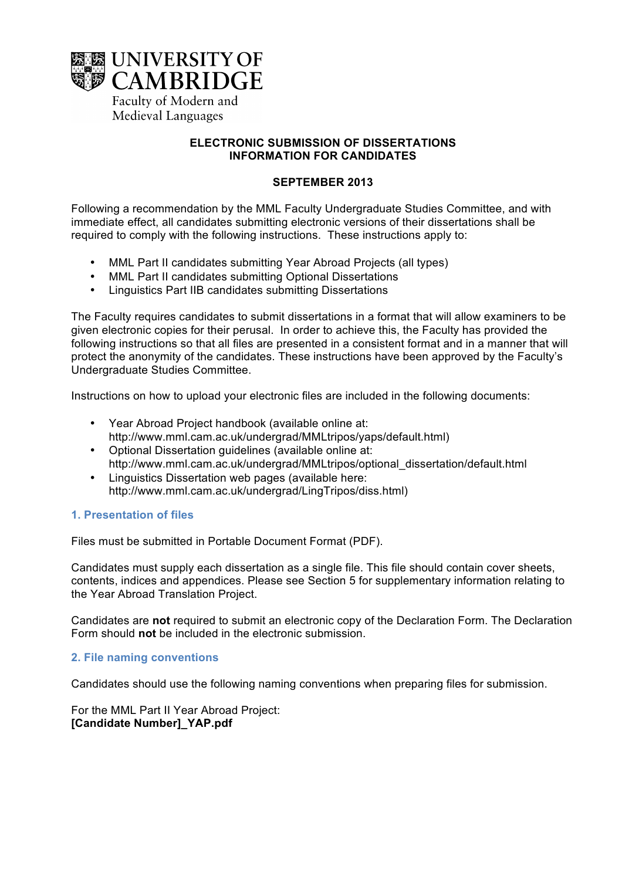UNIVERSITY OF CAMBRIDGE

Faculty of Modern and Medieval Languages

# ELECTRONIC SUBMISSION OF DISSERTATIONS INFORMATION FOR CANDIDATES

**SEPTEMBER 2013**

Following a recommendation by the MML Faculty Undergraduate Studies Committee, and with immediate effect, all candidates submitting electronic versions of their dissertations shall be required to comply with the following instructions. These instructions apply to:

- MML Part II candidates submitting Year Abroad Projects (all types)
- MML Part II candidates submitting Optional Dissertations
- Linguistics Part IIB candidates submitting Dissertations

The Faculty requires candidates to submit dissertations in a format that will allow examiners to be given electronic copies for their perusal. In order to achieve this, the Faculty has provided the following instructions so that all files are presented in a consistent format and in a manner that will protect the anonymity of the candidates. These instructions have been approved by the Faculty's Undergraduate Studies Committee.

Instructions on how to upload your electronic files are included in the following documents:

- Year Abroad Project handbook (available online at: http://www.mml.cam.ac.uk/undergrad/MMLtripos/yaps/default.html)
- Optional Dissertation guidelines (available online at: http://www.mml.cam.ac.uk/undergrad/MMLtripos/optional_dissertation/default.html
- Linguistics Dissertation web pages (available here: http://www.mml.cam.ac.uk/undergrad/LingTripos/diss.html)

## 1. Presentation of files

Files must be submitted in Portable Document Format (PDF).

Candidates must supply each dissertation as a single file. This file should contain cover sheets, contents, indices and appendices. Please see Section 5 for supplementary information relating to the Year Abroad Translation Project.

Candidates are **not** required to submit an electronic copy of the Declaration Form. The Declaration Form should **not** be included in the electronic submission.

## 2. File naming conventions

Candidates should use the following naming conventions when preparing files for submission.

For the MML Part II Year Abroad Project:
**[Candidate Number]_YAP.pdf**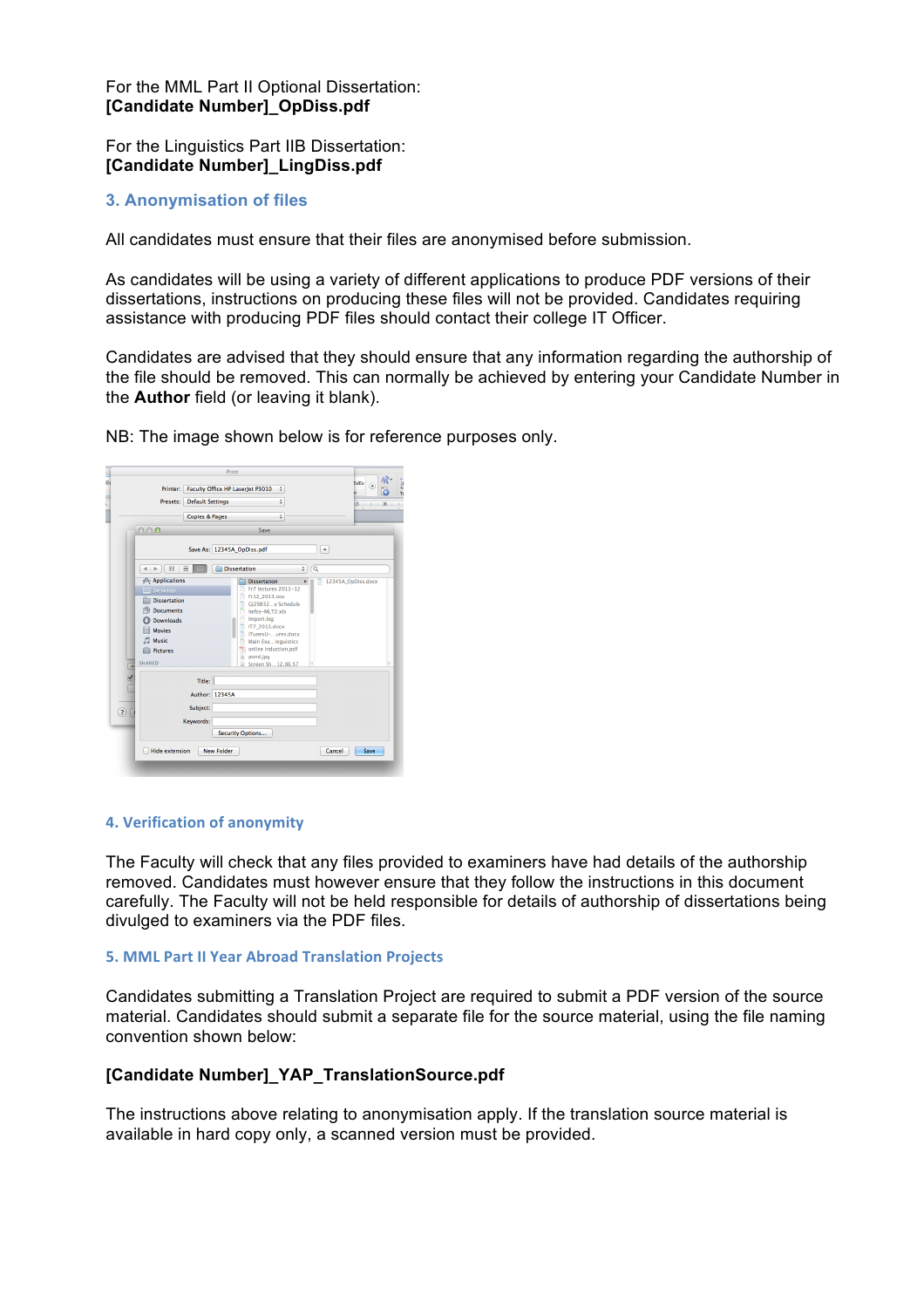For the MML Part II Optional Dissertation:
**[Candidate Number]_OpDiss.pdf**

For the Linguistics Part IIB Dissertation:
**[Candidate Number]_LingDiss.pdf**

## 3. Anonymisation of files

All candidates must ensure that their files are anonymised before submission.

As candidates will be using a variety of different applications to produce PDF versions of their dissertations, instructions on producing these files will not be provided. Candidates requiring assistance with producing PDF files should contact their college IT Officer.

Candidates are advised that they should ensure that any information regarding the authorship of the file should be removed. This can normally be achieved by entering your Candidate Number in the **Author** field (or leaving it blank).

NB: The image shown below is for reference purposes only.

## 4. Verification of anonymity

The Faculty will check that any files provided to examiners have had details of the authorship removed. Candidates must however ensure that they follow the instructions in this document carefully. The Faculty will not be held responsible for details of authorship of dissertations being divulged to examiners via the PDF files.

## 5. MML Part II Year Abroad Translation Projects

Candidates submitting a Translation Project are required to submit a PDF version of the source material. Candidates should submit a separate file for the source material, using the file naming convention shown below:

**[Candidate Number]_YAP_TranslationSource.pdf**

The instructions above relating to anonymisation apply. If the translation source material is available in hard copy only, a scanned version must be provided.